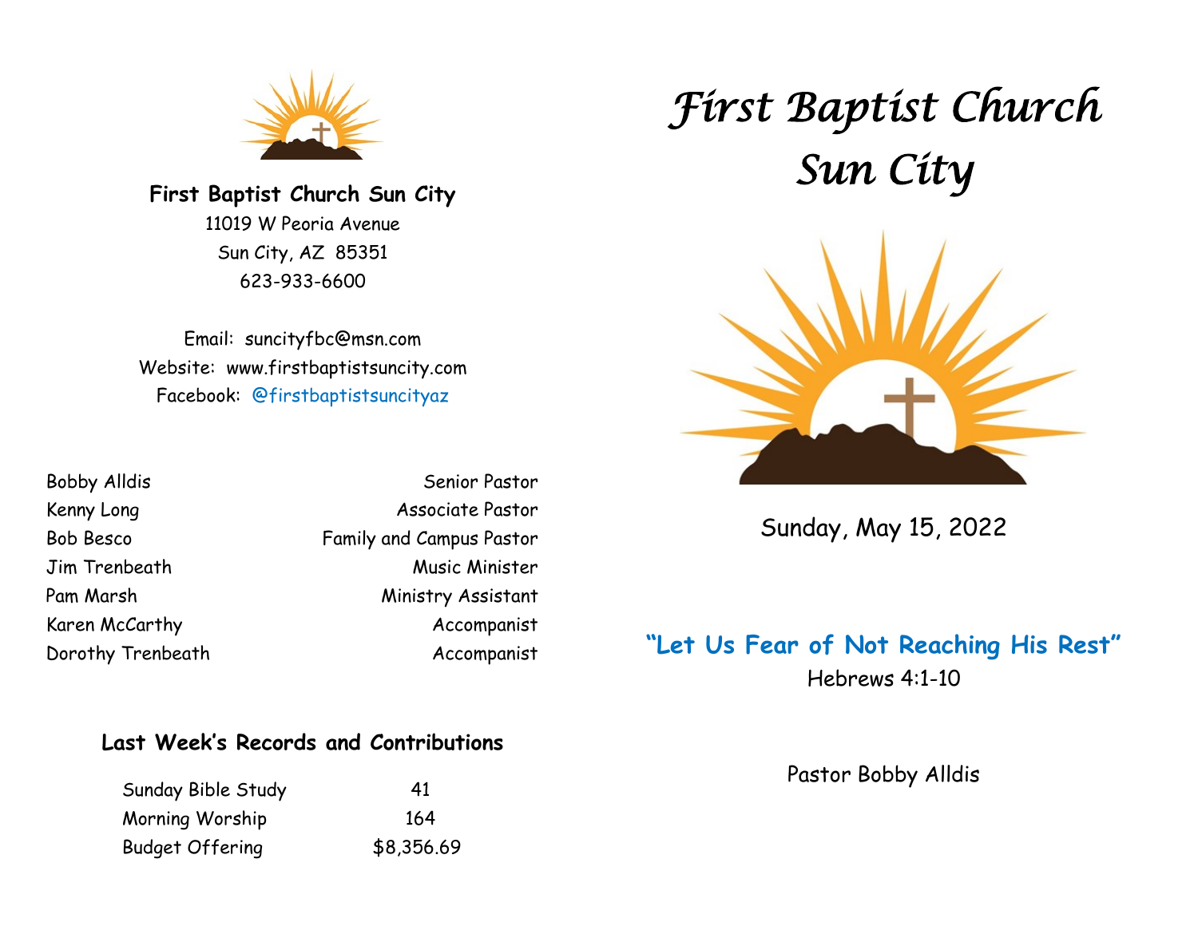**First Baptist Church Sun City**

11019 W Peoria Avenue
Sun City, AZ 85351
623-933-6600

Email: suncityfbc@msn.com
Website: www.firstbaptistsuncity.com
Facebook: @firstbaptistsuncityaz

| | |
|---|---|
| Bobby Alldis | Senior Pastor |
| Kenny Long | Associate Pastor |
| Bob Besco | Family and Campus Pastor |
| Jim Trenbeath | Music Minister |
| Pam Marsh | Ministry Assistant |
| Karen McCarthy | Accompanist |
| Dorothy Trenbeath | Accompanist |

### Last Week's Records and Contributions

| | |
|---|---|
| Sunday Bible Study | 41 |
| Morning Worship | 164 |
| Budget Offering | $8,356.69 |

# *First Baptist Church Sun City*

Sunday, May 15, 2022

## "Let Us Fear of Not Reaching His Rest"

Hebrews 4:1-10

Pastor Bobby Alldis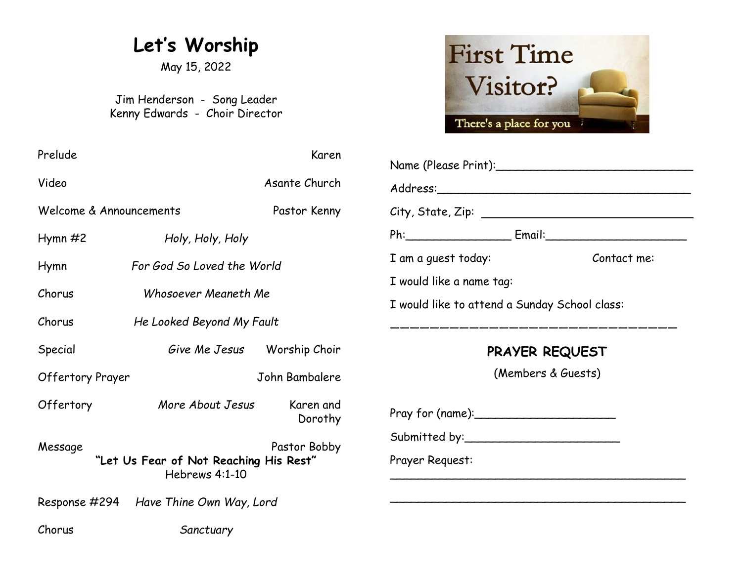# Let's Worship

May 15, 2022

Jim Henderson - Song Leader
Kenny Edwards - Choir Director

| | | |
|---|---|---|
| Prelude | | Karen |
| Video | | Asante Church |
| Welcome & Announcements | | Pastor Kenny |
| Hymn #2 | *Holy, Holy, Holy* | |
| Hymn | *For God So Loved the World* | |
| Chorus | *Whosoever Meaneth Me* | |
| Chorus | *He Looked Beyond My Fault* | |
| Special | *Give Me Jesus* | Worship Choir |
| Offertory Prayer | | John Bambalere |
| Offertory | *More About Jesus* | Karen and Dorothy |
| Message | | Pastor Bobby |

**"Let Us Fear of Not Reaching His Rest"**
Hebrews 4:1-10

| | | |
|---|---|---|
| Response #294 | *Have Thine Own Way, Lord* | |
| Chorus | *Sanctuary* | |

First Time Visitor?
There's a place for you

Name (Please Print):____________________________

Address:____________________________________

City, State, Zip: ______________________________

Ph:_______________ Email:____________________

I am a guest today: Contact me:

I would like a name tag:

I would like to attend a Sunday School class:

__________________________________

## PRAYER REQUEST

(Members & Guests)

Pray for (name):____________________

Submitted by:______________________

Prayer Request:
___________________________________________

___________________________________________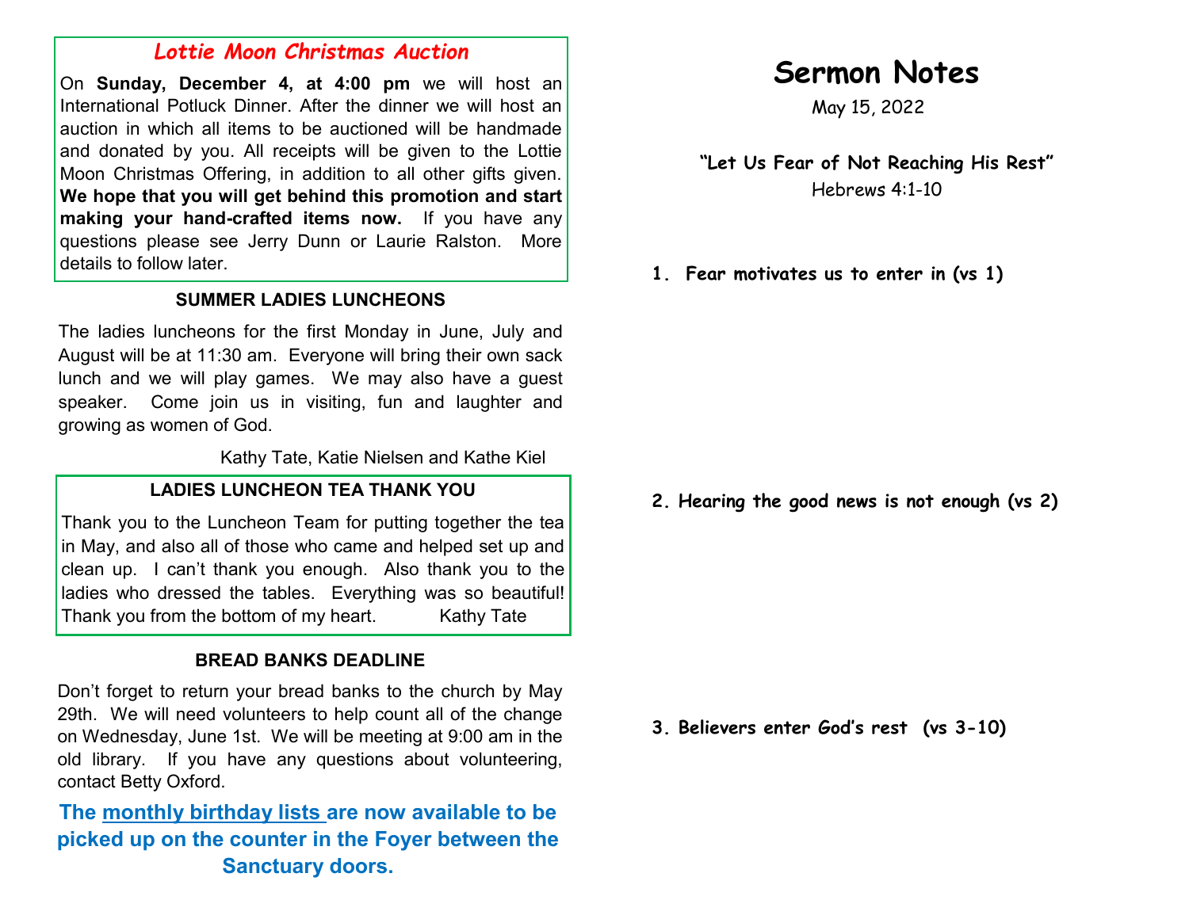## *Lottie Moon Christmas Auction*

On **Sunday, December 4, at 4:00 pm** we will host an International Potluck Dinner. After the dinner we will host an auction in which all items to be auctioned will be handmade and donated by you. All receipts will be given to the Lottie Moon Christmas Offering, in addition to all other gifts given. **We hope that you will get behind this promotion and start making your hand-crafted items now.** If you have any questions please see Jerry Dunn or Laurie Ralston. More details to follow later.

### SUMMER LADIES LUNCHEONS

The ladies luncheons for the first Monday in June, July and August will be at 11:30 am. Everyone will bring their own sack lunch and we will play games. We may also have a guest speaker. Come join us in visiting, fun and laughter and growing as women of God.

Kathy Tate, Katie Nielsen and Kathe Kiel

### LADIES LUNCHEON TEA THANK YOU

Thank you to the Luncheon Team for putting together the tea in May, and also all of those who came and helped set up and clean up. I can't thank you enough. Also thank you to the ladies who dressed the tables. Everything was so beautiful! Thank you from the bottom of my heart. Kathy Tate

### BREAD BANKS DEADLINE

Don't forget to return your bread banks to the church by May 29th. We will need volunteers to help count all of the change on Wednesday, June 1st. We will be meeting at 9:00 am in the old library. If you have any questions about volunteering, contact Betty Oxford.

**The monthly birthday lists are now available to be picked up on the counter in the Foyer between the Sanctuary doors.**

# Sermon Notes

May 15, 2022

**"Let Us Fear of Not Reaching His Rest"**
Hebrews 4:1-10

**1. Fear motivates us to enter in (vs 1)**

**2. Hearing the good news is not enough (vs 2)**

**3. Believers enter God's rest (vs 3-10)**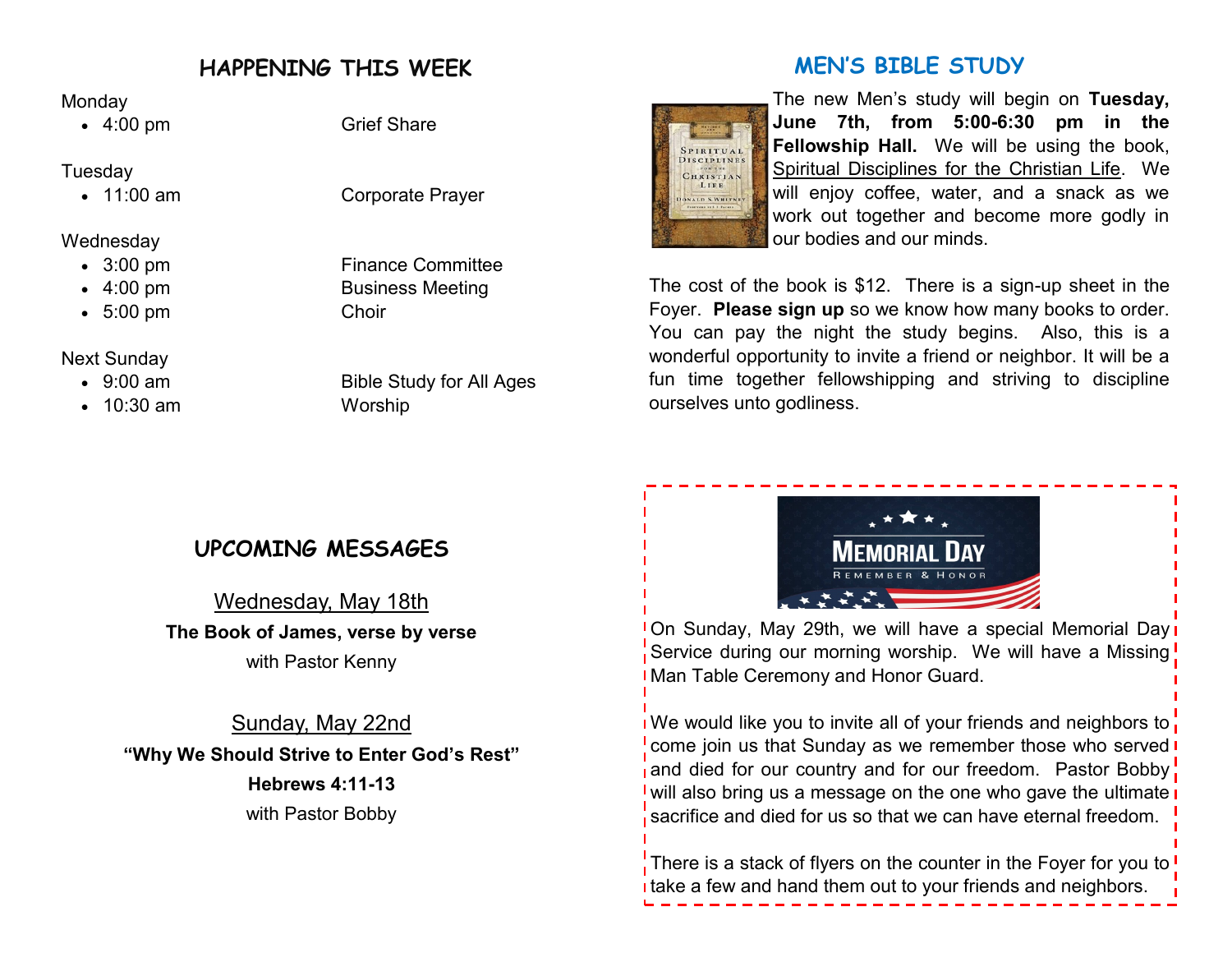## HAPPENING THIS WEEK

Monday
- 4:00 pm — Grief Share

Tuesday
- 11:00 am — Corporate Prayer

Wednesday
- 3:00 pm — Finance Committee
- 4:00 pm — Business Meeting
- 5:00 pm — Choir

Next Sunday
- 9:00 am — Bible Study for All Ages
- 10:30 am — Worship

## UPCOMING MESSAGES

Wednesday, May 18th

**The Book of James, verse by verse**

with Pastor Kenny

Sunday, May 22nd

**"Why We Should Strive to Enter God's Rest"**

**Hebrews 4:11-13**

with Pastor Bobby

## MEN'S BIBLE STUDY

The new Men's study will begin on **Tuesday, June 7th, from 5:00-6:30 pm in the Fellowship Hall.** We will be using the book, Spiritual Disciplines for the Christian Life. We will enjoy coffee, water, and a snack as we work out together and become more godly in our bodies and our minds.

The cost of the book is $12. There is a sign-up sheet in the Foyer. **Please sign up** so we know how many books to order. You can pay the night the study begins. Also, this is a wonderful opportunity to invite a friend or neighbor. It will be a fun time together fellowshipping and striving to discipline ourselves unto godliness.

MEMORIAL DAY

REMEMBER & HONOR

On Sunday, May 29th, we will have a special Memorial Day Service during our morning worship. We will have a Missing Man Table Ceremony and Honor Guard.

We would like you to invite all of your friends and neighbors to come join us that Sunday as we remember those who served and died for our country and for our freedom. Pastor Bobby will also bring us a message on the one who gave the ultimate sacrifice and died for us so that we can have eternal freedom.

There is a stack of flyers on the counter in the Foyer for you to take a few and hand them out to your friends and neighbors.